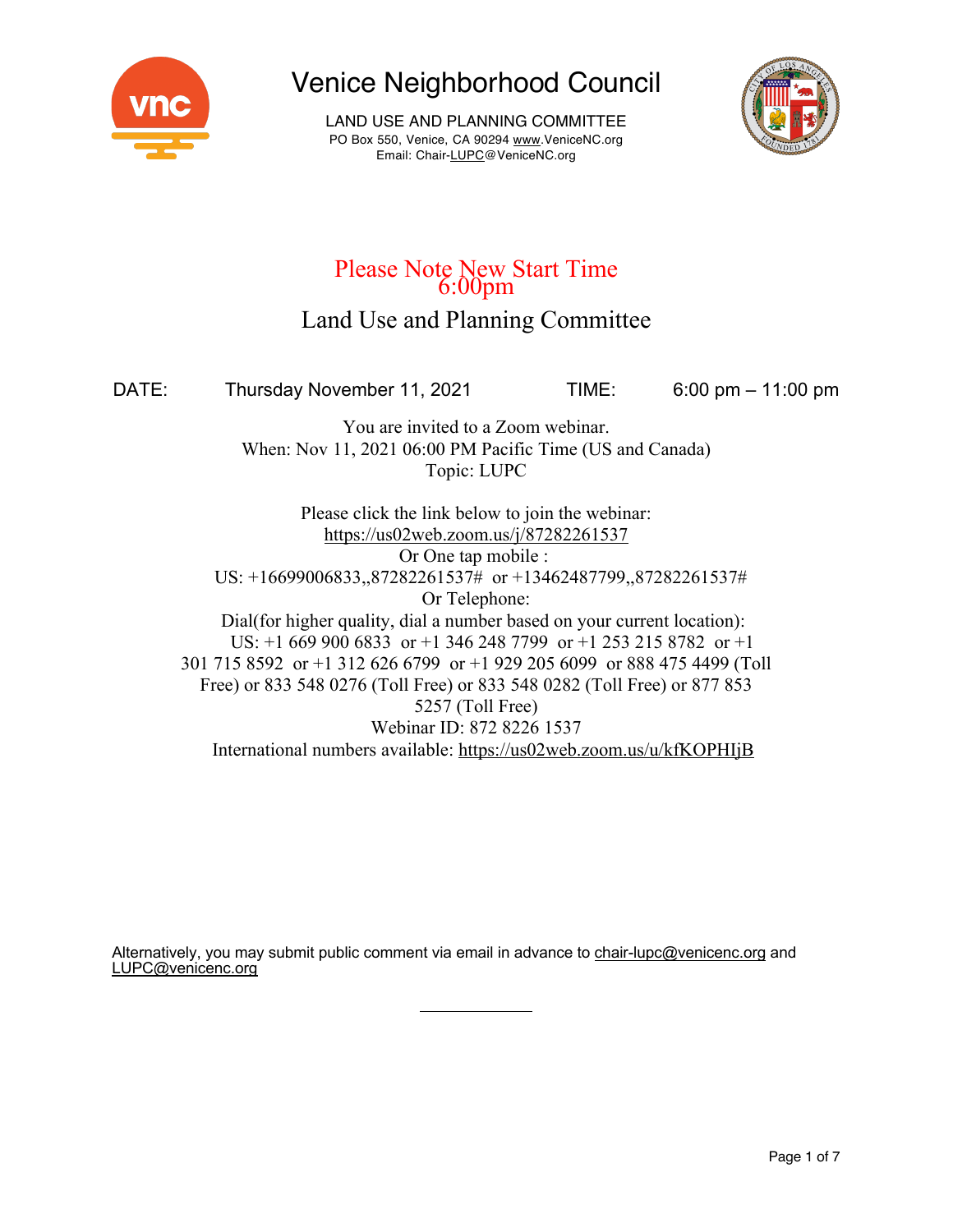# Venice Neighborhood Council

LAND USE AND PLANNING COMMITTEE
PO Box 550, Venice, CA 90294 www.VeniceNC.org
Email: Chair-LUPC@VeniceNC.org

## Please Note New Start Time 6:00pm

## Land Use and Planning Committee

DATE: Thursday November 11, 2021 TIME: 6:00 pm – 11:00 pm

You are invited to a Zoom webinar.
When: Nov 11, 2021 06:00 PM Pacific Time (US and Canada)
Topic: LUPC

Please click the link below to join the webinar:
https://us02web.zoom.us/j/87282261537
Or One tap mobile :
US: +16699006833,,87282261537# or +13462487799,,87282261537#
Or Telephone:
Dial(for higher quality, dial a number based on your current location):
US: +1 669 900 6833 or +1 346 248 7799 or +1 253 215 8782 or +1 301 715 8592 or +1 312 626 6799 or +1 929 205 6099 or 888 475 4499 (Toll Free) or 833 548 0276 (Toll Free) or 833 548 0282 (Toll Free) or 877 853 5257 (Toll Free)
Webinar ID: 872 8226 1537
International numbers available: https://us02web.zoom.us/u/kfKOPHIjB

Alternatively, you may submit public comment via email in advance to chair-lupc@venicenc.org and LUPC@venicenc.org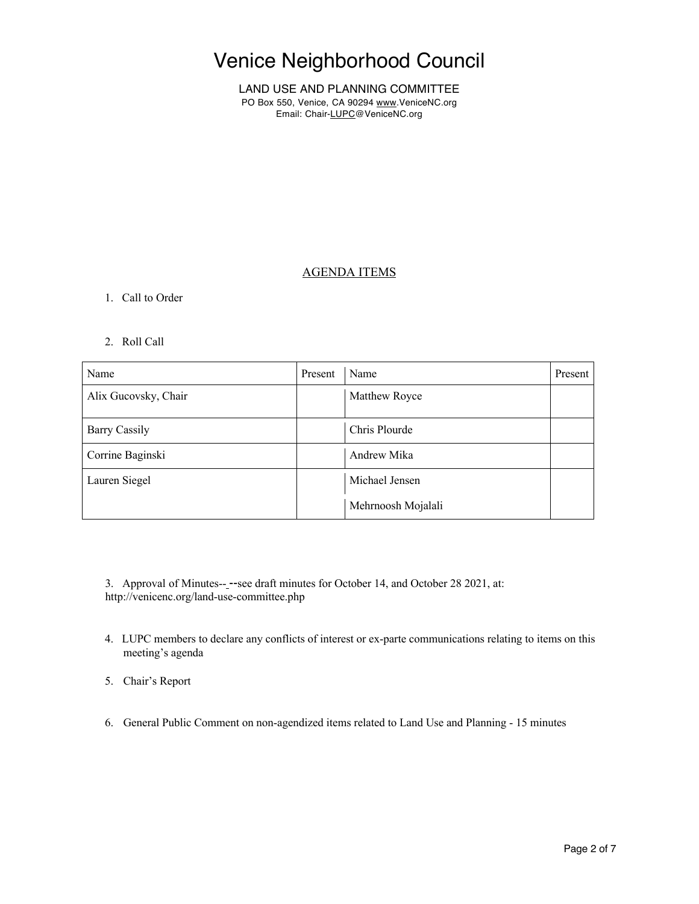# Venice Neighborhood Council

LAND USE AND PLANNING COMMITTEE
PO Box 550, Venice, CA 90294 www.VeniceNC.org
Email: Chair-LUPC@VeniceNC.org

## AGENDA ITEMS

1. Call to Order

2. Roll Call

| Name | Present | Name | Present |
|---|---|---|---|
| Alix Gucovsky, Chair | | Matthew Royce | |
| Barry Cassily | | Chris Plourde | |
| Corrine Baginski | | Andrew Mika | |
| Lauren Siegel | | Michael Jensen | |
| | | Mehrnoosh Mojalali | |

3. Approval of Minutes-- --see draft minutes for October 14, and October 28 2021, at: http://venicenc.org/land-use-committee.php

4. LUPC members to declare any conflicts of interest or ex-parte communications relating to items on this meeting's agenda

5. Chair's Report

6. General Public Comment on non-agendized items related to Land Use and Planning - 15 minutes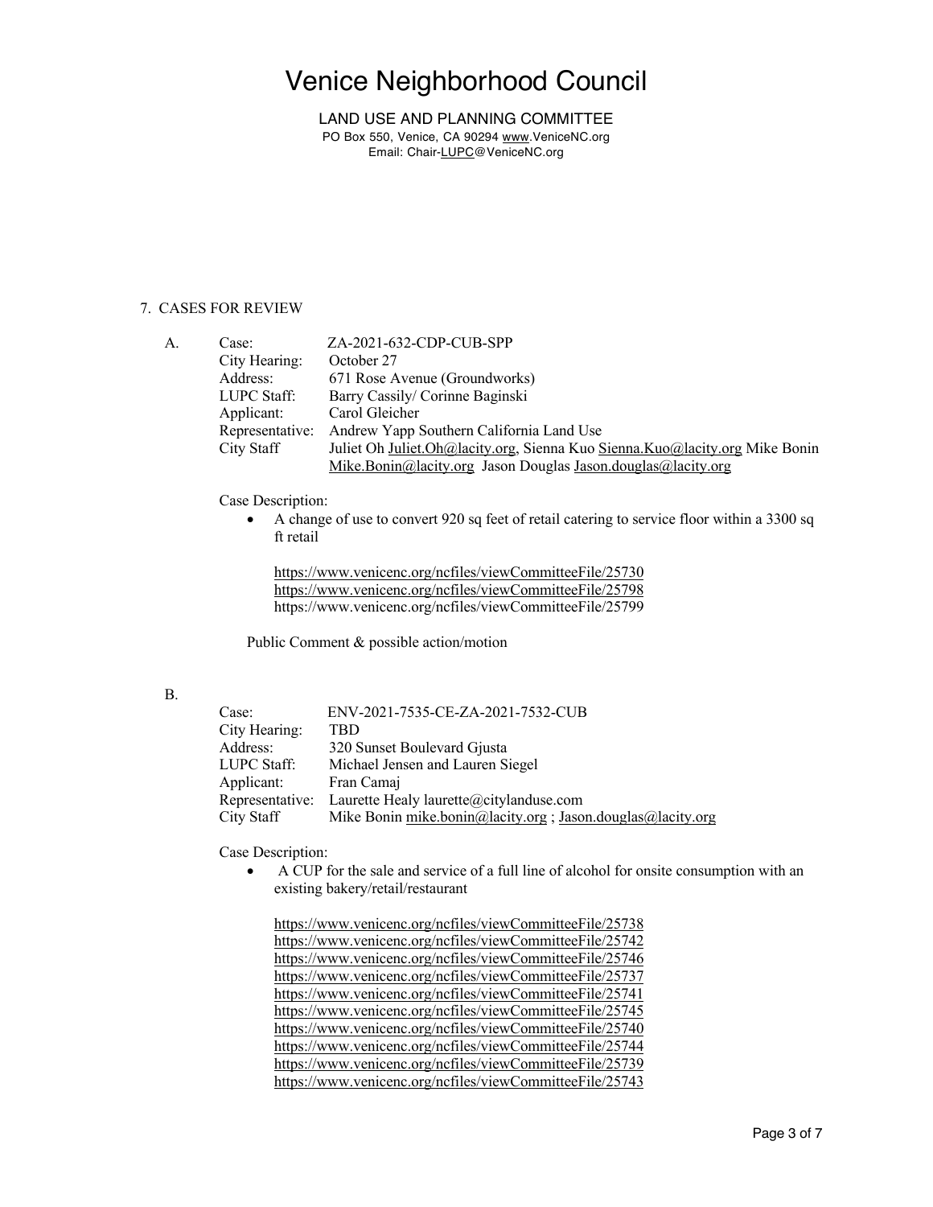# Venice Neighborhood Council

LAND USE AND PLANNING COMMITTEE
PO Box 550, Venice, CA 90294 www.VeniceNC.org
Email: Chair-LUPC@VeniceNC.org

7. CASES FOR REVIEW

A.

| | |
|---|---|
| Case: | ZA-2021-632-CDP-CUB-SPP |
| City Hearing: | October 27 |
| Address: | 671 Rose Avenue (Groundworks) |
| LUPC Staff: | Barry Cassily/ Corinne Baginski |
| Applicant: | Carol Gleicher |
| Representative: | Andrew Yapp Southern California Land Use |
| City Staff | Juliet Oh Juliet.Oh@lacity.org, Sienna Kuo Sienna.Kuo@lacity.org Mike Bonin Mike.Bonin@lacity.org Jason Douglas Jason.douglas@lacity.org |

Case Description:

- A change of use to convert 920 sq feet of retail catering to service floor within a 3300 sq ft retail

https://www.venicenc.org/ncfiles/viewCommitteeFile/25730
https://www.venicenc.org/ncfiles/viewCommitteeFile/25798
https://www.venicenc.org/ncfiles/viewCommitteeFile/25799

Public Comment & possible action/motion

B.

| | |
|---|---|
| Case: | ENV-2021-7535-CE-ZA-2021-7532-CUB |
| City Hearing: | TBD |
| Address: | 320 Sunset Boulevard Gjusta |
| LUPC Staff: | Michael Jensen and Lauren Siegel |
| Applicant: | Fran Camaj |
| Representative: | Laurette Healy laurette@citylanduse.com |
| City Staff | Mike Bonin mike.bonin@lacity.org ; Jason.douglas@lacity.org |

Case Description:

- A CUP for the sale and service of a full line of alcohol for onsite consumption with an existing bakery/retail/restaurant

https://www.venicenc.org/ncfiles/viewCommitteeFile/25738
https://www.venicenc.org/ncfiles/viewCommitteeFile/25742
https://www.venicenc.org/ncfiles/viewCommitteeFile/25746
https://www.venicenc.org/ncfiles/viewCommitteeFile/25737
https://www.venicenc.org/ncfiles/viewCommitteeFile/25741
https://www.venicenc.org/ncfiles/viewCommitteeFile/25745
https://www.venicenc.org/ncfiles/viewCommitteeFile/25740
https://www.venicenc.org/ncfiles/viewCommitteeFile/25744
https://www.venicenc.org/ncfiles/viewCommitteeFile/25739
https://www.venicenc.org/ncfiles/viewCommitteeFile/25743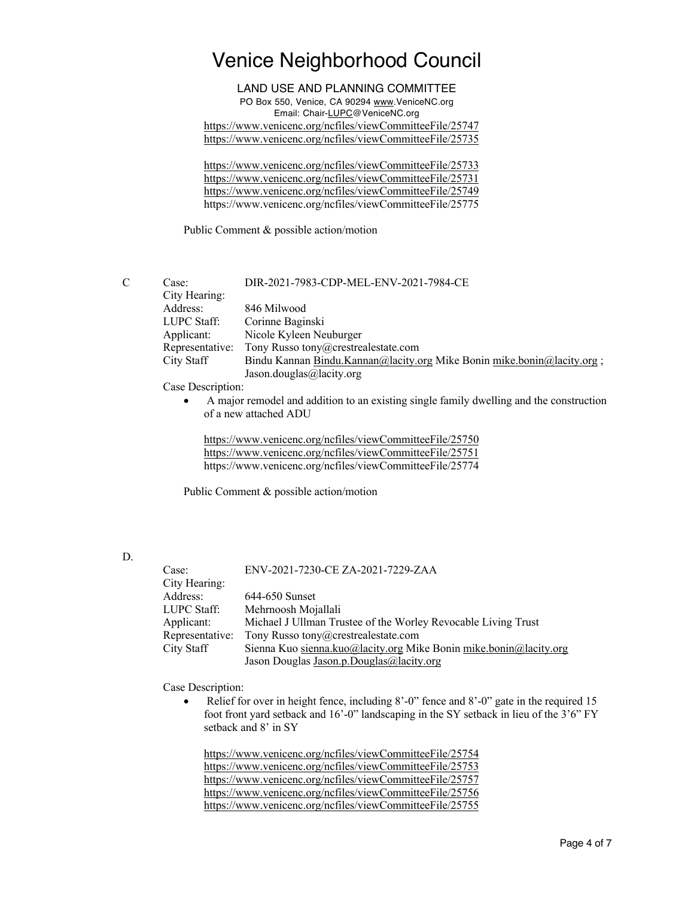# Venice Neighborhood Council

LAND USE AND PLANNING COMMITTEE

PO Box 550, Venice, CA 90294 www.VeniceNC.org

Email: Chair-LUPC@VeniceNC.org

https://www.venicenc.org/ncfiles/viewCommitteeFile/25747
https://www.venicenc.org/ncfiles/viewCommitteeFile/25735

https://www.venicenc.org/ncfiles/viewCommitteeFile/25733
https://www.venicenc.org/ncfiles/viewCommitteeFile/25731
https://www.venicenc.org/ncfiles/viewCommitteeFile/25749
https://www.venicenc.org/ncfiles/viewCommitteeFile/25775

Public Comment & possible action/motion

C

Case: DIR-2021-7983-CDP-MEL-ENV-2021-7984-CE
City Hearing:
Address: 846 Milwood
LUPC Staff: Corinne Baginski
Applicant: Nicole Kyleen Neuburger
Representative: Tony Russo tony@crestrealestate.com
City Staff Bindu Kannan Bindu.Kannan@lacity.org Mike Bonin mike.bonin@lacity.org ; Jason.douglas@lacity.org

Case Description:

- A major remodel and addition to an existing single family dwelling and the construction of a new attached ADU

https://www.venicenc.org/ncfiles/viewCommitteeFile/25750
https://www.venicenc.org/ncfiles/viewCommitteeFile/25751
https://www.venicenc.org/ncfiles/viewCommitteeFile/25774

Public Comment & possible action/motion

D.

Case: ENV-2021-7230-CE ZA-2021-7229-ZAA
City Hearing:
Address: 644-650 Sunset
LUPC Staff: Mehrnoosh Mojallali
Applicant: Michael J Ullman Trustee of the Worley Revocable Living Trust
Representative: Tony Russo tony@crestrealestate.com
City Staff Sienna Kuo sienna.kuo@lacity.org Mike Bonin mike.bonin@lacity.org Jason Douglas Jason.p.Douglas@lacity.org

Case Description:

- Relief for over in height fence, including 8'-0" fence and 8'-0" gate in the required 15 foot front yard setback and 16'-0" landscaping in the SY setback in lieu of the 3'6" FY setback and 8' in SY

https://www.venicenc.org/ncfiles/viewCommitteeFile/25754
https://www.venicenc.org/ncfiles/viewCommitteeFile/25753
https://www.venicenc.org/ncfiles/viewCommitteeFile/25757
https://www.venicenc.org/ncfiles/viewCommitteeFile/25756
https://www.venicenc.org/ncfiles/viewCommitteeFile/25755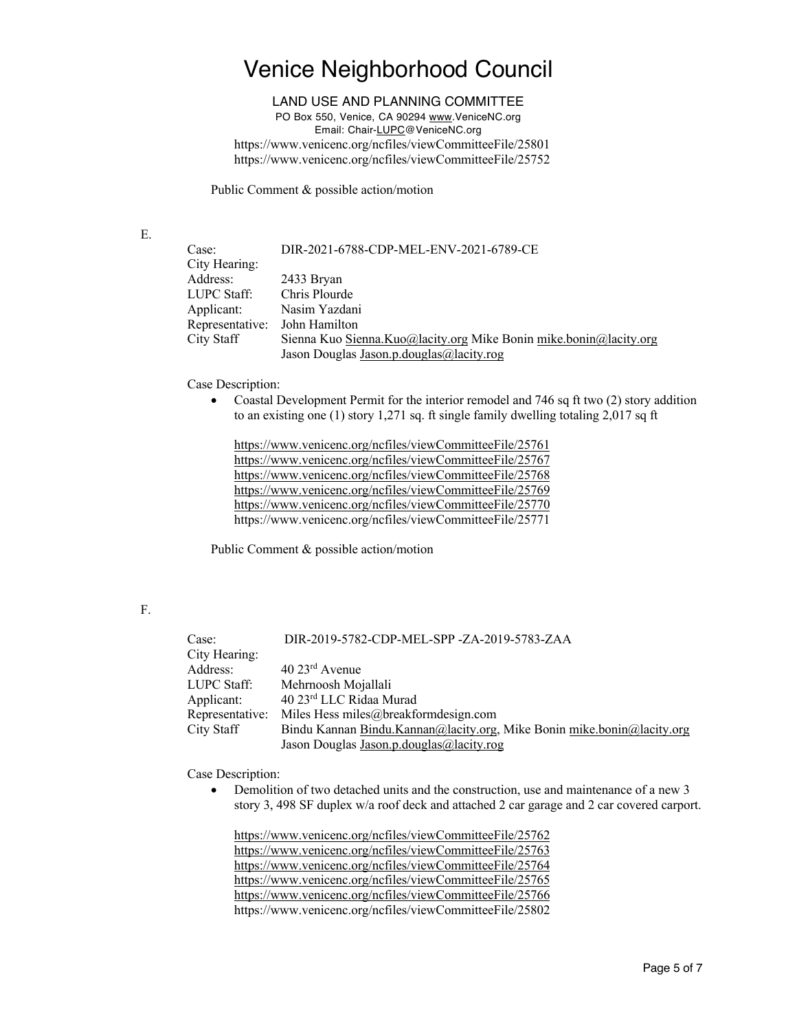# Venice Neighborhood Council

LAND USE AND PLANNING COMMITTEE
PO Box 550, Venice, CA 90294 www.VeniceNC.org
Email: Chair-LUPC@VeniceNC.org

https://www.venicenc.org/ncfiles/viewCommitteeFile/25801
https://www.venicenc.org/ncfiles/viewCommitteeFile/25752

Public Comment & possible action/motion

E.

| | |
|---|---|
| Case: | DIR-2021-6788-CDP-MEL-ENV-2021-6789-CE |
| City Hearing: | |
| Address: | 2433 Bryan |
| LUPC Staff: | Chris Plourde |
| Applicant: | Nasim Yazdani |
| Representative: | John Hamilton |
| City Staff | Sienna Kuo Sienna.Kuo@lacity.org Mike Bonin mike.bonin@lacity.org Jason Douglas Jason.p.douglas@lacity.rog |

Case Description:

- Coastal Development Permit for the interior remodel and 746 sq ft two (2) story addition to an existing one (1) story 1,271 sq. ft single family dwelling totaling 2,017 sq ft

  https://www.venicenc.org/ncfiles/viewCommitteeFile/25761
  https://www.venicenc.org/ncfiles/viewCommitteeFile/25767
  https://www.venicenc.org/ncfiles/viewCommitteeFile/25768
  https://www.venicenc.org/ncfiles/viewCommitteeFile/25769
  https://www.venicenc.org/ncfiles/viewCommitteeFile/25770
  https://www.venicenc.org/ncfiles/viewCommitteeFile/25771

Public Comment & possible action/motion

F.

| | |
|---|---|
| Case: | DIR-2019-5782-CDP-MEL-SPP -ZA-2019-5783-ZAA |
| City Hearing: | |
| Address: | 40 23rd Avenue |
| LUPC Staff: | Mehrnoosh Mojallali |
| Applicant: | 40 23rd LLC Ridaa Murad |
| Representative: | Miles Hess miles@breakformdesign.com |
| City Staff | Bindu Kannan Bindu.Kannan@lacity.org, Mike Bonin mike.bonin@lacity.org Jason Douglas Jason.p.douglas@lacity.rog |

Case Description:

- Demolition of two detached units and the construction, use and maintenance of a new 3 story 3, 498 SF duplex w/a roof deck and attached 2 car garage and 2 car covered carport.

  https://www.venicenc.org/ncfiles/viewCommitteeFile/25762
  https://www.venicenc.org/ncfiles/viewCommitteeFile/25763
  https://www.venicenc.org/ncfiles/viewCommitteeFile/25764
  https://www.venicenc.org/ncfiles/viewCommitteeFile/25765
  https://www.venicenc.org/ncfiles/viewCommitteeFile/25766
  https://www.venicenc.org/ncfiles/viewCommitteeFile/25802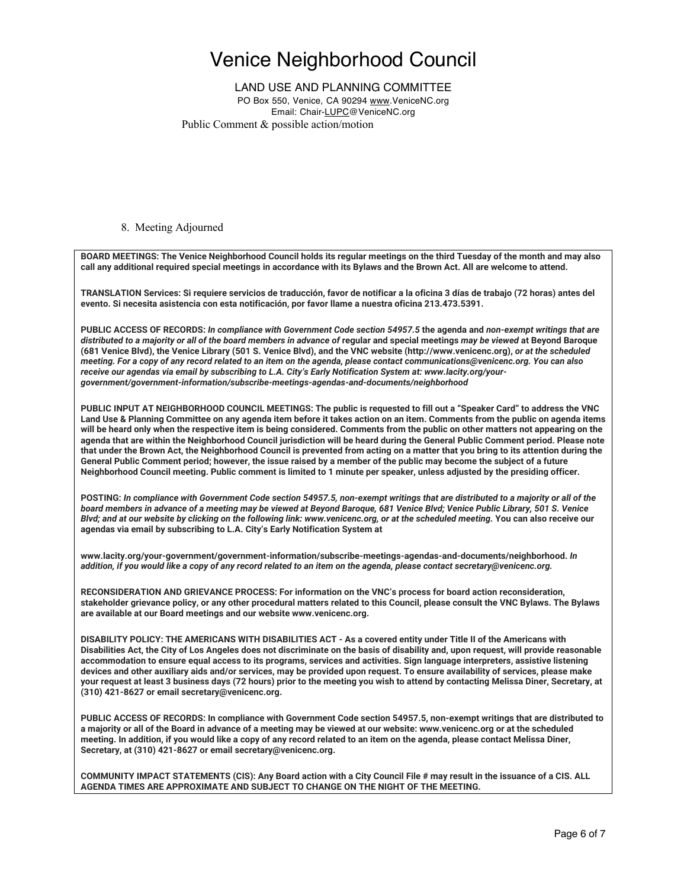# Venice Neighborhood Council

LAND USE AND PLANNING COMMITTEE
PO Box 550, Venice, CA 90294 www.VeniceNC.org
Email: Chair-LUPC@VeniceNC.org

Public Comment & possible action/motion

8. Meeting Adjourned

**BOARD MEETINGS: The Venice Neighborhood Council holds its regular meetings on the third Tuesday of the month and may also call any additional required special meetings in accordance with its Bylaws and the Brown Act. All are welcome to attend.**

**TRANSLATION Services: Si requiere servicios de traducción, favor de notificar a la oficina 3 días de trabajo (72 horas) antes del evento. Si necesita asistencia con esta notificación, por favor llame a nuestra oficina 213.473.5391.**

**PUBLIC ACCESS OF RECORDS:** ***In compliance with Government Code section 54957.5*** **the agenda and** ***non-exempt writings that are distributed to a majority or all of the board members in advance of*** **regular and special meetings** ***may be viewed*** **at Beyond Baroque (681 Venice Blvd), the Venice Library (501 S. Venice Blvd), and the VNC website (http://www.venicenc.org),** ***or at the scheduled meeting. For a copy of any record related to an item on the agenda, please contact communications@venicenc.org. You can also receive our agendas via email by subscribing to L.A. City's Early Notification System at: www.lacity.org/your-government/government-information/subscribe-meetings-agendas-and-documents/neighborhood***

**PUBLIC INPUT AT NEIGHBORHOOD COUNCIL MEETINGS: The public is requested to fill out a "Speaker Card" to address the VNC Land Use & Planning Committee on any agenda item before it takes action on an item. Comments from the public on agenda items will be heard only when the respective item is being considered. Comments from the public on other matters not appearing on the agenda that are within the Neighborhood Council jurisdiction will be heard during the General Public Comment period. Please note that under the Brown Act, the Neighborhood Council is prevented from acting on a matter that you bring to its attention during the General Public Comment period; however, the issue raised by a member of the public may become the subject of a future Neighborhood Council meeting. Public comment is limited to 1 minute per speaker, unless adjusted by the presiding officer.**

**POSTING:** ***In compliance with Government Code section 54957.5, non-exempt writings that are distributed to a majority or all of the board members in advance of a meeting may be viewed at Beyond Baroque, 681 Venice Blvd; Venice Public Library, 501 S. Venice Blvd; and at our website by clicking on the following link: www.venicenc.org, or at the scheduled meeting.*** **You can also receive our agendas via email by subscribing to L.A. City's Early Notification System at**

**www.lacity.org/your-government/government-information/subscribe-meetings-agendas-and-documents/neighborhood.** ***In addition, if you would like a copy of any record related to an item on the agenda, please contact secretary@venicenc.org.***

**RECONSIDERATION AND GRIEVANCE PROCESS: For information on the VNC's process for board action reconsideration, stakeholder grievance policy, or any other procedural matters related to this Council, please consult the VNC Bylaws. The Bylaws are available at our Board meetings and our website www.venicenc.org.**

**DISABILITY POLICY: THE AMERICANS WITH DISABILITIES ACT - As a covered entity under Title II of the Americans with Disabilities Act, the City of Los Angeles does not discriminate on the basis of disability and, upon request, will provide reasonable accommodation to ensure equal access to its programs, services and activities. Sign language interpreters, assistive listening devices and other auxiliary aids and/or services, may be provided upon request. To ensure availability of services, please make your request at least 3 business days (72 hours) prior to the meeting you wish to attend by contacting Melissa Diner, Secretary, at (310) 421-8627 or email secretary@venicenc.org.**

**PUBLIC ACCESS OF RECORDS: In compliance with Government Code section 54957.5, non-exempt writings that are distributed to a majority or all of the Board in advance of a meeting may be viewed at our website: www.venicenc.org or at the scheduled meeting. In addition, if you would like a copy of any record related to an item on the agenda, please contact Melissa Diner, Secretary, at (310) 421-8627 or email secretary@venicenc.org.**

**COMMUNITY IMPACT STATEMENTS (CIS): Any Board action with a City Council File # may result in the issuance of a CIS. ALL AGENDA TIMES ARE APPROXIMATE AND SUBJECT TO CHANGE ON THE NIGHT OF THE MEETING.**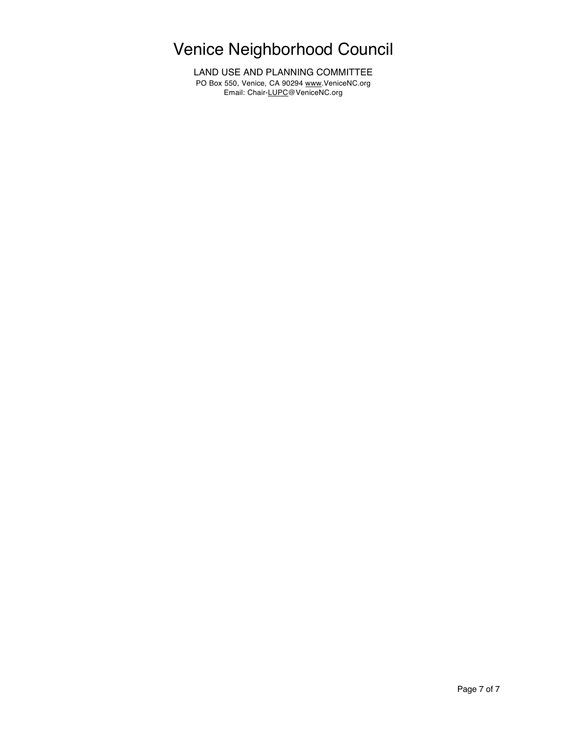# Venice Neighborhood Council

LAND USE AND PLANNING COMMITTEE

PO Box 550, Venice, CA 90294 www.VeniceNC.org

Email: Chair-LUPC@VeniceNC.org